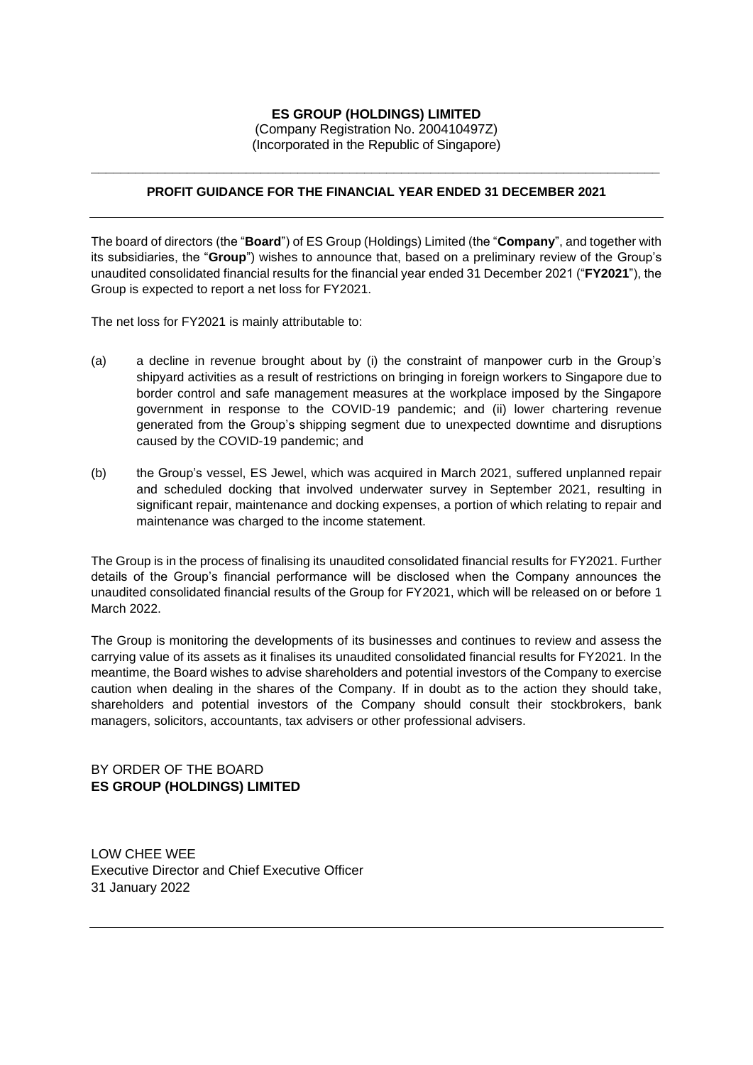**ES GROUP (HOLDINGS) LIMITED**
(Company Registration No. 200410497Z)
(Incorporated in the Republic of Singapore)

---

**PROFIT GUIDANCE FOR THE FINANCIAL YEAR ENDED 31 DECEMBER 2021**

---

The board of directors (the "**Board**") of ES Group (Holdings) Limited (the "**Company**", and together with its subsidiaries, the "**Group**") wishes to announce that, based on a preliminary review of the Group's unaudited consolidated financial results for the financial year ended 31 December 2021 ("**FY2021**"), the Group is expected to report a net loss for FY2021.

The net loss for FY2021 is mainly attributable to:

(a) a decline in revenue brought about by (i) the constraint of manpower curb in the Group's shipyard activities as a result of restrictions on bringing in foreign workers to Singapore due to border control and safe management measures at the workplace imposed by the Singapore government in response to the COVID-19 pandemic; and (ii) lower chartering revenue generated from the Group's shipping segment due to unexpected downtime and disruptions caused by the COVID-19 pandemic; and

(b) the Group's vessel, ES Jewel, which was acquired in March 2021, suffered unplanned repair and scheduled docking that involved underwater survey in September 2021, resulting in significant repair, maintenance and docking expenses, a portion of which relating to repair and maintenance was charged to the income statement.

The Group is in the process of finalising its unaudited consolidated financial results for FY2021. Further details of the Group's financial performance will be disclosed when the Company announces the unaudited consolidated financial results of the Group for FY2021, which will be released on or before 1 March 2022.

The Group is monitoring the developments of its businesses and continues to review and assess the carrying value of its assets as it finalises its unaudited consolidated financial results for FY2021. In the meantime, the Board wishes to advise shareholders and potential investors of the Company to exercise caution when dealing in the shares of the Company. If in doubt as to the action they should take, shareholders and potential investors of the Company should consult their stockbrokers, bank managers, solicitors, accountants, tax advisers or other professional advisers.

BY ORDER OF THE BOARD
**ES GROUP (HOLDINGS) LIMITED**

LOW CHEE WEE
Executive Director and Chief Executive Officer
31 January 2022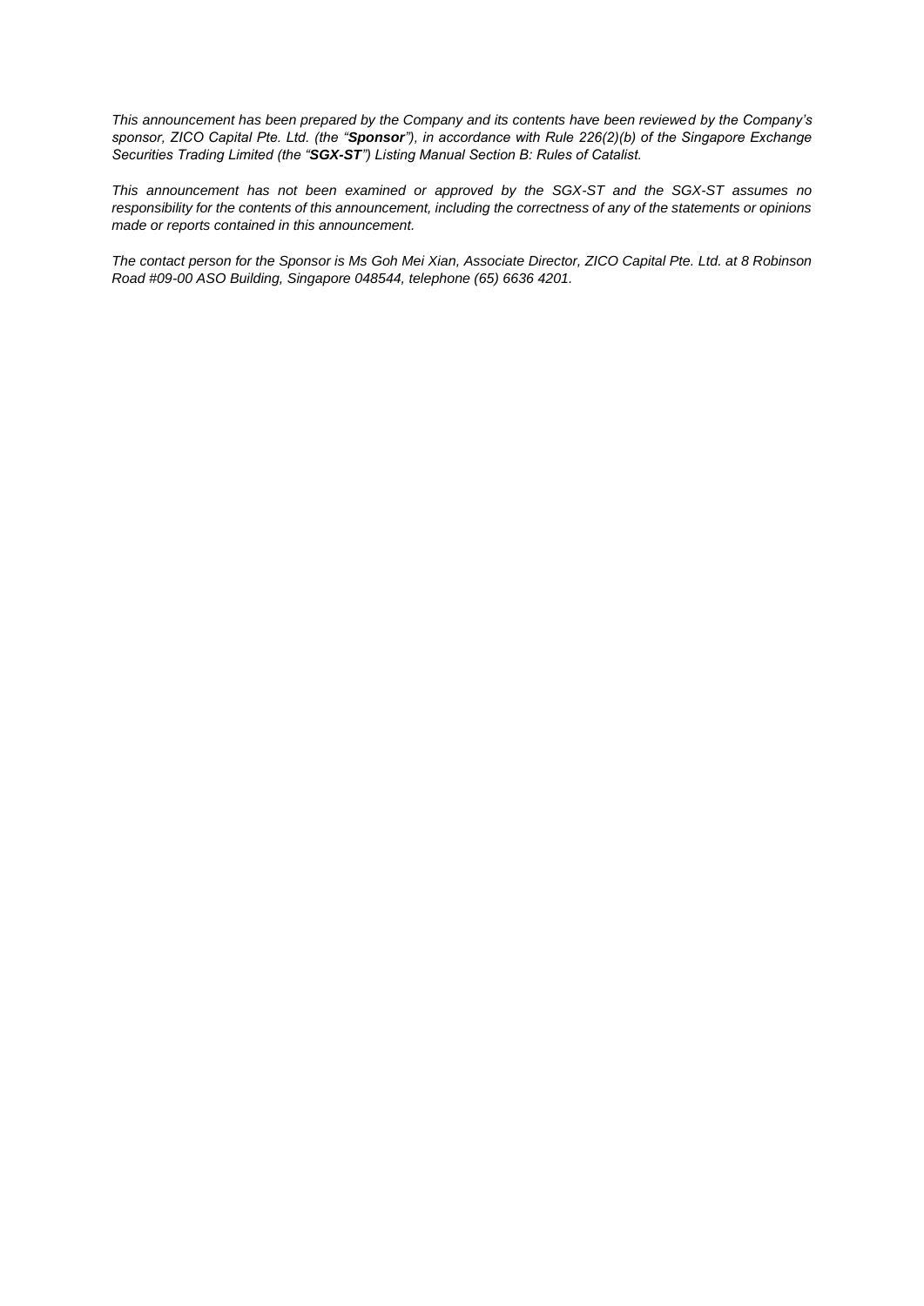*This announcement has been prepared by the Company and its contents have been reviewed by the Company's sponsor, ZICO Capital Pte. Ltd. (the "**Sponsor**"), in accordance with Rule 226(2)(b) of the Singapore Exchange Securities Trading Limited (the "**SGX-ST**") Listing Manual Section B: Rules of Catalist.*

*This announcement has not been examined or approved by the SGX-ST and the SGX-ST assumes no responsibility for the contents of this announcement, including the correctness of any of the statements or opinions made or reports contained in this announcement.*

*The contact person for the Sponsor is Ms Goh Mei Xian, Associate Director, ZICO Capital Pte. Ltd. at 8 Robinson Road #09-00 ASO Building, Singapore 048544, telephone (65) 6636 4201.*